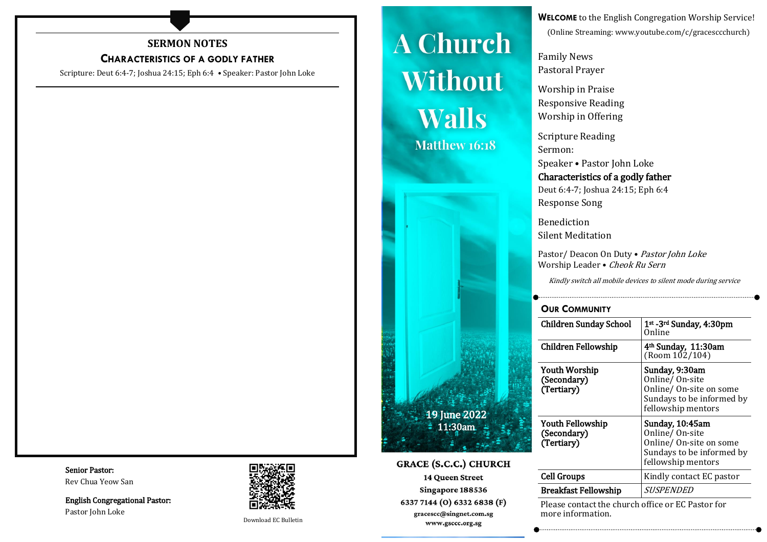## SERMON NOTES

### Characteristics of a Godly Father

Scripture: Deut 6:4-7; Joshua 24:15; Eph 6:4 • Speaker: Pastor John Loke

**Senior Pastor:**
Rev Chua Yeow San

**English Congregational Pastor:**
Pastor John Loke

Download EC Bulletin

# A Church Without Walls

Matthew 16:18

19 June 2022
11:30am

**GRACE (S.C.C.) CHURCH**
**14 Queen Street**
**Singapore 188536**
**6337 7144 (O) 6332 6838 (F)**
**gracescc@singnet.com.sg**
**www.gsccc.org.sg**

**Welcome** to the English Congregation Worship Service!
(Online Streaming: www.youtube.com/c/gracescccchurch)

Family News
Pastoral Prayer

Worship in Praise
Responsive Reading
Worship in Offering

Scripture Reading
Sermon:
Speaker • Pastor John Loke
**Characteristics of a godly father**
Deut 6:4-7; Joshua 24:15; Eph 6:4
Response Song

Benediction
Silent Meditation

Pastor/ Deacon On Duty • *Pastor John Loke*
Worship Leader • *Cheok Ru Sern*

*Kindly switch all mobile devices to silent mode during service*

### Our Community

| | |
|---|---|
| **Children Sunday School** | **1st -3rd Sunday, 4:30pm** Online |
| **Children Fellowship** | **4th Sunday, 11:30am** (Room 102/104) |
| **Youth Worship (Secondary) (Tertiary)** | **Sunday, 9:30am** Online/ On-site Online/ On-site on some Sundays to be informed by fellowship mentors |
| **Youth Fellowship (Secondary) (Tertiary)** | **Sunday, 10:45am** Online/ On-site Online/ On-site on some Sundays to be informed by fellowship mentors |
| **Cell Groups** | Kindly contact EC pastor |
| **Breakfast Fellowship** | *SUSPENDED* |

Please contact the church office or EC Pastor for more information.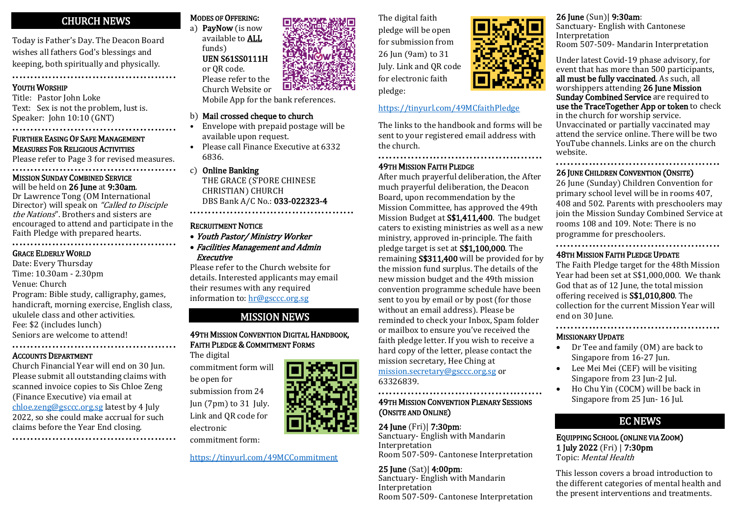# CHURCH NEWS

Today is Father's Day. The Deacon Board wishes all fathers God's blessings and keeping, both spiritually and physically.

### YOUTH WORSHIP

Title: Pastor John Loke
Text: Sex is not the problem, lust is.
Speaker: John 10:10 (GNT)

### FURTHER EASING OF SAFE MANAGEMENT MEASURES FOR RELIGIOUS ACTIVITIES

Please refer to Page 3 for revised measures.

### MISSION SUNDAY COMBINED SERVICE

will be held on **26 June** at **9:30am**. Dr Lawrence Tong (OM International Director) will speak on *"Called to Disciple the Nations*". Brothers and sisters are encouraged to attend and participate in the Faith Pledge with prepared hearts.

### GRACE ELDERLY WORLD

Date: Every Thursday
Time: 10.30am - 2.30pm
Venue: Church
Program: Bible study, calligraphy, games, handicraft, morning exercise, English class, ukulele class and other activities.
Fee: $2 (includes lunch)
Seniors are welcome to attend!

### ACCOUNTS DEPARTMENT

Church Financial Year will end on 30 Jun. Please submit all outstanding claims with scanned invoice copies to Sis Chloe Zeng (Finance Executive) via email at chloe.zeng@gsccc.org.sg latest by 4 July 2022, so she could make accrual for such claims before the Year End closing.

### MODES OF OFFERING:

a) **PayNow** (is now available to **ALL** funds)
**UEN S61SS0111H** or QR code.
Please refer to the Church Website or Mobile App for the bank references.

b) **Mail crossed cheque to church**
- Envelope with prepaid postage will be available upon request.
- Please call Finance Executive at 6332 6836.

c) **Online Banking**
THE GRACE (S'PORE CHINESE CHRISTIAN) CHURCH
DBS Bank A/C No.: **033-022323-4**

### RECRUITMENT NOTICE

- ***Youth Pastor/ Ministry Worker***
- ***Facilities Management and Admin Executive***

Please refer to the Church website for details. Interested applicants may email their resumes with any required information to: hr@gsccc.org.sg

# MISSION NEWS

### 49TH MISSION CONVENTION DIGITAL HANDBOOK, FAITH PLEDGE & COMMITMENT FORMS

The digital commitment form will be open for submission from 24 Jun (7pm) to 31 July. Link and QR code for electronic commitment form:

https://tinyurl.com/49MCCommitment

The digital faith pledge will be open for submission from 26 Jun (9am) to 31 July. Link and QR code for electronic faith pledge:

https://tinyurl.com/49MCfaithPledge

The links to the handbook and forms will be sent to your registered email address with the church.

### 49TH MISSION FAITH PLEDGE

After much prayerful deliberation, the After much prayerful deliberation, the Deacon Board, upon recommendation by the Mission Committee, has approved the 49th Mission Budget at **S$1,411,400**. The budget caters to existing ministries as well as a new ministry, approved in-principle. The faith pledge target is set at **S$1,100,000**. The remaining **S$311,400** will be provided for by the mission fund surplus. The details of the new mission budget and the 49th mission convention programme schedule have been sent to you by email or by post (for those without an email address). Please be reminded to check your Inbox, Spam folder or mailbox to ensure you've received the faith pledge letter. If you wish to receive a hard copy of the letter, please contact the mission secretary, Hee Ching at mission.secretary@gsccc.org.sg or 63326839.

### 49TH MISSION CONVENTION PLENARY SESSIONS (ONSITE AND ONLINE)

**24 June** (Fri)| **7:30pm**:
Sanctuary- English with Mandarin Interpretation
Room 507-509- Cantonese Interpretation

**25 June** (Sat)| **4:00pm**:
Sanctuary- English with Mandarin Interpretation
Room 507-509- Cantonese Interpretation

**26 June** (Sun)| **9:30am**:
Sanctuary- English with Cantonese Interpretation
Room 507-509- Mandarin Interpretation

Under latest Covid-19 phase advisory, for event that has more than 500 participants, **all must be fully vaccinated**. As such, all worshippers attending **26 June Mission Sunday Combined Service** are required to **use the TraceTogether App or token** to check in the church for worship service. Unvaccinated or partially vaccinated may attend the service online. There will be two YouTube channels. Links are on the church website.

### 26 JUNE CHILDREN CONVENTION (ONSITE)

26 June (Sunday) Children Convention for primary school level will be in rooms 407, 408 and 502. Parents with preschoolers may join the Mission Sunday Combined Service at rooms 108 and 109. Note: There is no programme for preschoolers.

### 48TH MISSION FAITH PLEDGE UPDATE

The Faith Pledge target for the 48th Mission Year had been set at S$1,000,000. We thank God that as of 12 June, the total mission offering received is **S$1,010,800**. The collection for the current Mission Year will end on 30 June.

### MISSIONARY UPDATE

- Dr Tee and family (OM) are back to Singapore from 16-27 Jun.
- Lee Mei Mei (CEF) will be visiting Singapore from 23 Jun-2 Jul.
- Ho Chu Yin (COCM) will be back in Singapore from 25 Jun- 16 Jul.

# EC NEWS

### EQUIPPING SCHOOL (ONLINE VIA ZOOM)

**1 July 2022** (Fri) | **7:30pm**
Topic: *Mental Health*

This lesson covers a broad introduction to the different categories of mental health and the present interventions and treatments.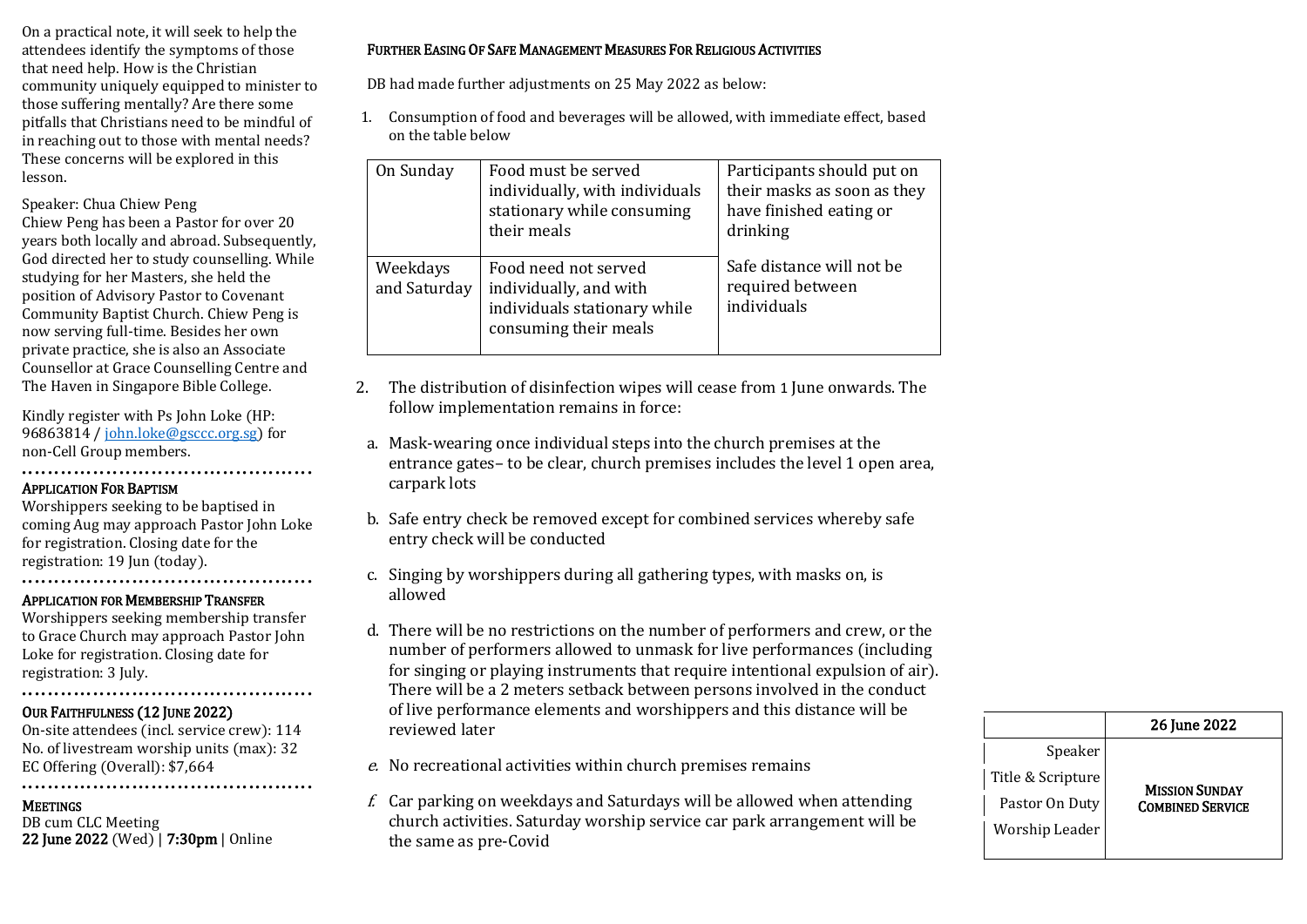On a practical note, it will seek to help the attendees identify the symptoms of those that need help. How is the Christian community uniquely equipped to minister to those suffering mentally? Are there some pitfalls that Christians need to be mindful of in reaching out to those with mental needs? These concerns will be explored in this lesson.

Speaker: Chua Chiew Peng
Chiew Peng has been a Pastor for over 20 years both locally and abroad. Subsequently, God directed her to study counselling. While studying for her Masters, she held the position of Advisory Pastor to Covenant Community Baptist Church. Chiew Peng is now serving full-time. Besides her own private practice, she is also an Associate Counsellor at Grace Counselling Centre and The Haven in Singapore Bible College.

Kindly register with Ps John Loke (HP: 96863814 / john.loke@gsccc.org.sg) for non-Cell Group members.

### Application For Baptism

Worshippers seeking to be baptised in coming Aug may approach Pastor John Loke for registration. Closing date for the registration: 19 Jun (today).

### Application for Membership Transfer

Worshippers seeking membership transfer to Grace Church may approach Pastor John Loke for registration. Closing date for registration: 3 July.

### Our Faithfulness (12 June 2022)

On-site attendees (incl. service crew): 114
No. of livestream worship units (max): 32
EC Offering (Overall): $7,664

### Meetings

DB cum CLC Meeting
**22 June 2022** (Wed) | **7:30pm** | Online

### Further Easing Of Safe Management Measures For Religious Activities

DB had made further adjustments on 25 May 2022 as below:

1. Consumption of food and beverages will be allowed, with immediate effect, based on the table below

| | | |
|---|---|---|
| On Sunday | Food must be served individually, with individuals stationary while consuming their meals | Participants should put on their masks as soon as they have finished eating or drinking<br><br>Safe distance will not be required between individuals |
| Weekdays and Saturday | Food need not served individually, and with individuals stationary while consuming their meals | |

2. The distribution of disinfection wipes will cease from 1 June onwards. The follow implementation remains in force:

 a. Mask-wearing once individual steps into the church premises at the entrance gates– to be clear, church premises includes the level 1 open area, carpark lots

 b. Safe entry check be removed except for combined services whereby safe entry check will be conducted

 c. Singing by worshippers during all gathering types, with masks on, is allowed

 d. There will be no restrictions on the number of performers and crew, or the number of performers allowed to unmask for live performances (including for singing or playing instruments that require intentional expulsion of air). There will be a 2 meters setback between persons involved in the conduct of live performance elements and worshippers and this distance will be reviewed later

 e. No recreational activities within church premises remains

 f. Car parking on weekdays and Saturdays will be allowed when attending church activities. Saturday worship service car park arrangement will be the same as pre-Covid

| | 26 June 2022 |
|---|---|
| Speaker | **Mission Sunday Combined Service** |
| Title & Scripture | |
| Pastor On Duty | |
| Worship Leader | |